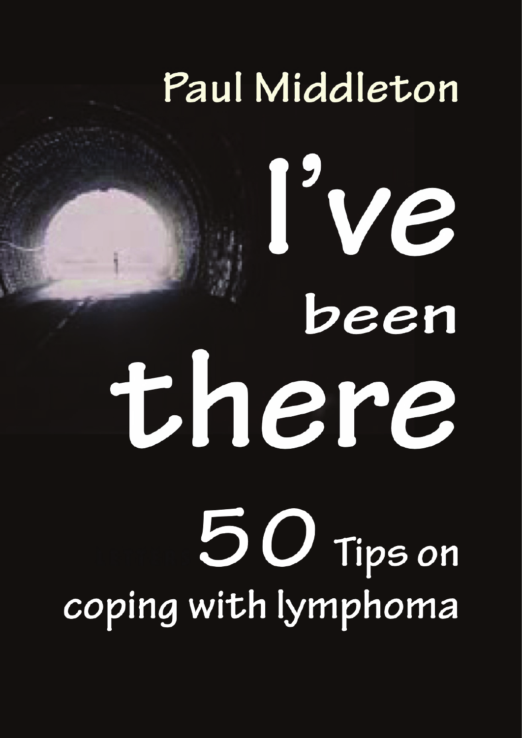Paul Middleton

# I've been there

## 50 Tips on coping with lymphoma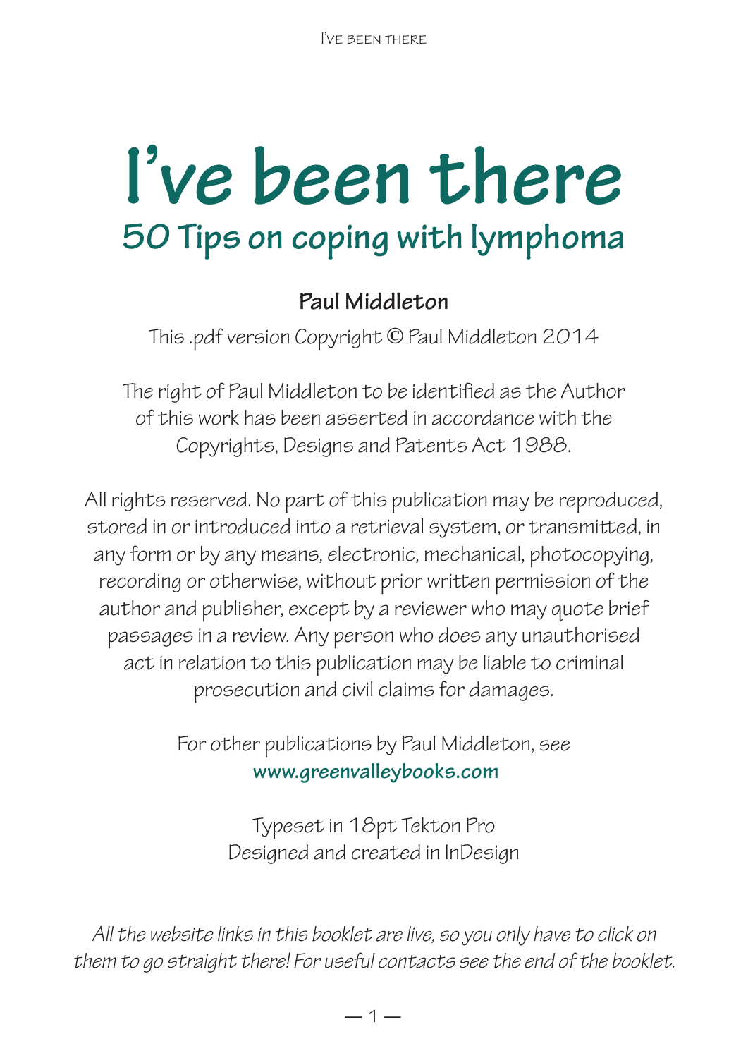# I've been there

## 50 Tips on coping with lymphoma

**Paul Middleton**

This .pdf version Copyright © Paul Middleton 2014

The right of Paul Middleton to be identified as the Author of this work has been asserted in accordance with the Copyrights, Designs and Patents Act 1988.

All rights reserved. No part of this publication may be reproduced, stored in or introduced into a retrieval system, or transmitted, in any form or by any means, electronic, mechanical, photocopying, recording or otherwise, without prior written permission of the author and publisher, except by a reviewer who may quote brief passages in a review. Any person who does any unauthorised act in relation to this publication may be liable to criminal prosecution and civil claims for damages.

For other publications by Paul Middleton, see
**www.greenvalleybooks.com**

Typeset in 18pt Tekton Pro
Designed and created in InDesign

*All the website links in this booklet are live, so you only have to click on them to go straight there! For useful contacts see the end of the booklet.*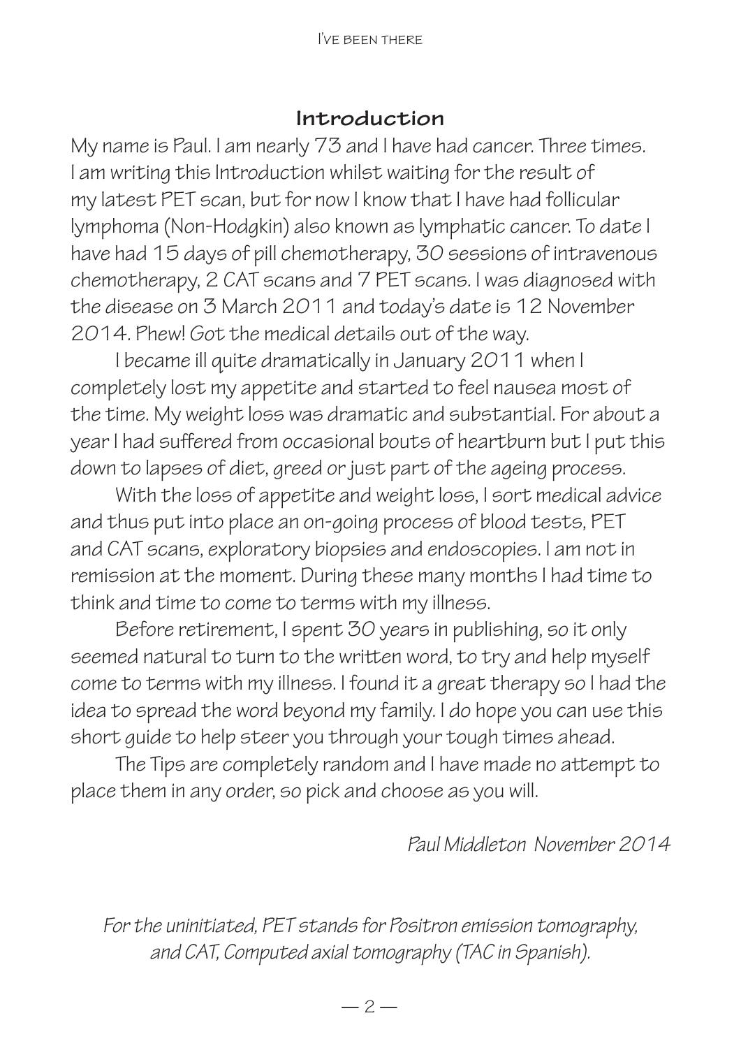## Introduction

My name is Paul. I am nearly 73 and I have had cancer. Three times. I am writing this Introduction whilst waiting for the result of my latest PET scan, but for now I know that I have had follicular lymphoma (Non-Hodgkin) also known as lymphatic cancer. To date I have had 15 days of pill chemotherapy, 30 sessions of intravenous chemotherapy, 2 CAT scans and 7 PET scans. I was diagnosed with the disease on 3 March 2011 and today's date is 12 November 2014. Phew! Got the medical details out of the way.

I became ill quite dramatically in January 2011 when I completely lost my appetite and started to feel nausea most of the time. My weight loss was dramatic and substantial. For about a year I had suffered from occasional bouts of heartburn but I put this down to lapses of diet, greed or just part of the ageing process.

With the loss of appetite and weight loss, I sort medical advice and thus put into place an on-going process of blood tests, PET and CAT scans, exploratory biopsies and endoscopies. I am not in remission at the moment. During these many months I had time to think and time to come to terms with my illness.

Before retirement, I spent 30 years in publishing, so it only seemed natural to turn to the written word, to try and help myself come to terms with my illness. I found it a great therapy so I had the idea to spread the word beyond my family. I do hope you can use this short guide to help steer you through your tough times ahead.

The Tips are completely random and I have made no attempt to place them in any order, so pick and choose as you will.

*Paul Middleton November 2014*

*For the uninitiated, PET stands for Positron emission tomography, and CAT, Computed axial tomography (TAC in Spanish).*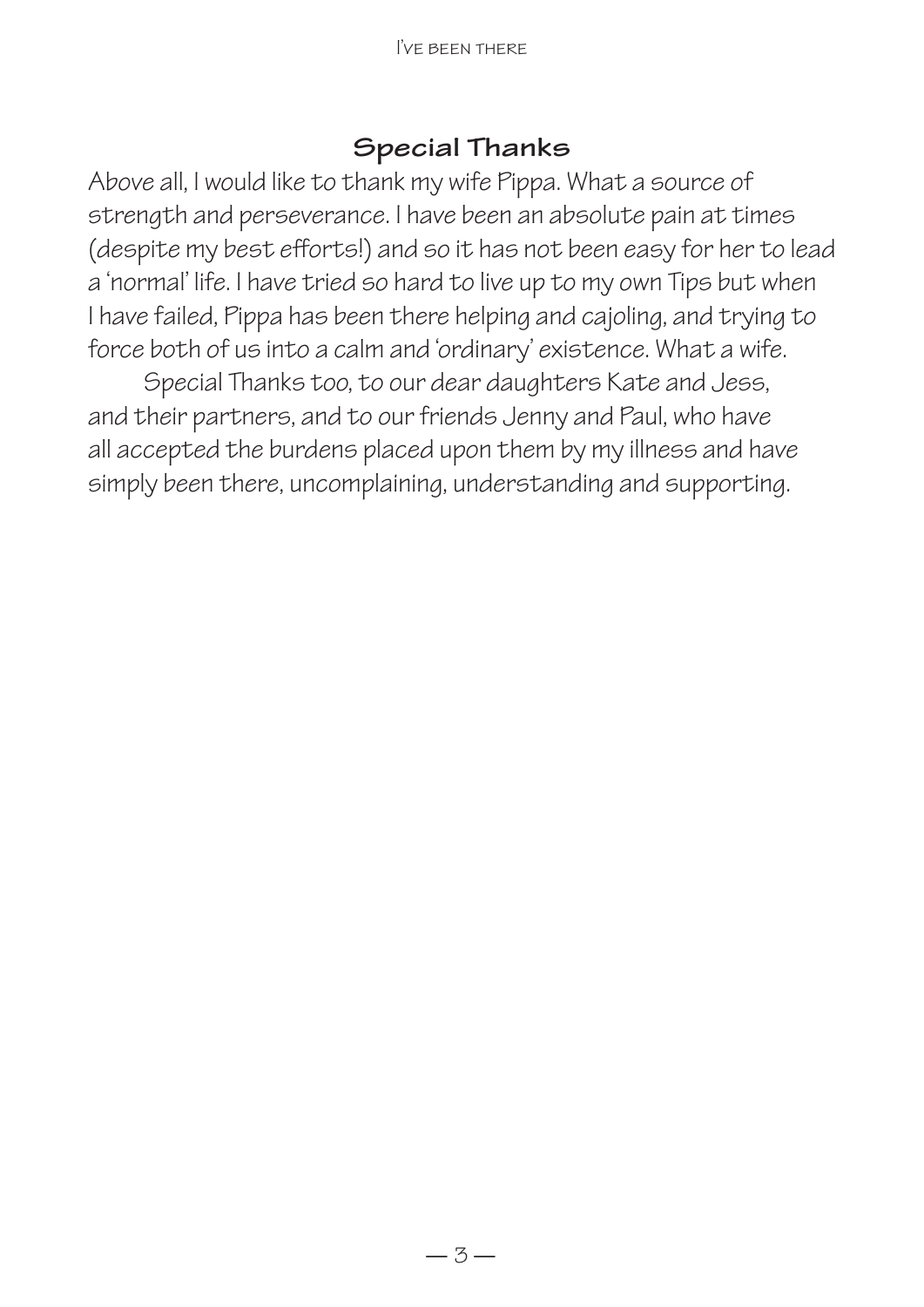## Special Thanks

Above all, I would like to thank my wife Pippa. What a source of strength and perseverance. I have been an absolute pain at times (despite my best efforts!) and so it has not been easy for her to lead a 'normal' life. I have tried so hard to live up to my own Tips but when I have failed, Pippa has been there helping and cajoling, and trying to force both of us into a calm and 'ordinary' existence. What a wife.

Special Thanks too, to our dear daughters Kate and Jess, and their partners, and to our friends Jenny and Paul, who have all accepted the burdens placed upon them by my illness and have simply been there, uncomplaining, understanding and supporting.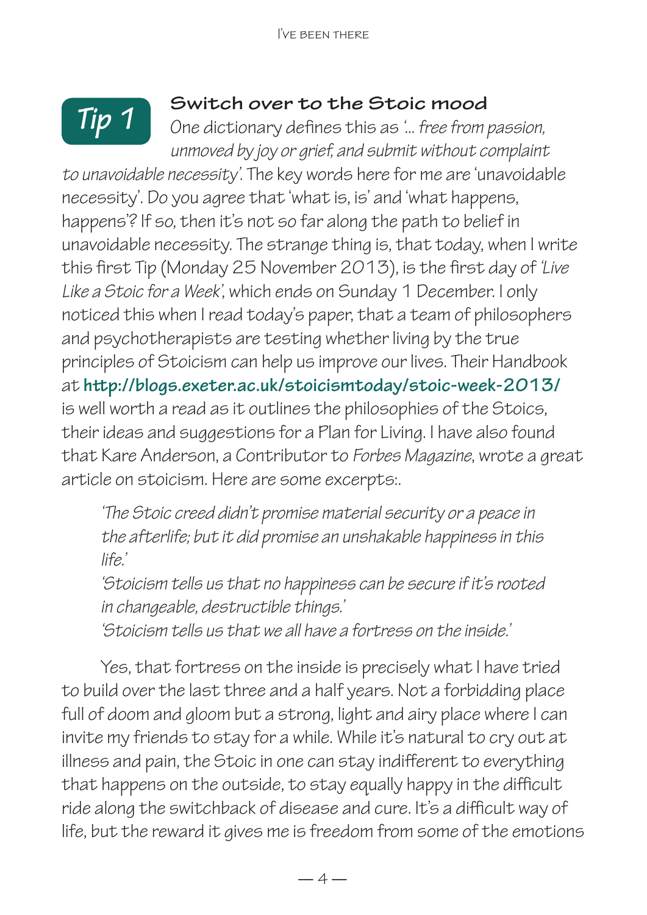## Tip 1 — Switch over to the Stoic mood

One dictionary defines this as *'... free from passion, unmoved by joy or grief, and submit without complaint to unavoidable necessity'.* The key words here for me are 'unavoidable necessity'. Do you agree that 'what is, is' and 'what happens, happens'? If so, then it's not so far along the path to belief in unavoidable necessity. The strange thing is, that today, when I write this first Tip (Monday 25 November 2013), is the first day of *'Live Like a Stoic for a Week'*, which ends on Sunday 1 December. I only noticed this when I read today's paper, that a team of philosophers and psychotherapists are testing whether living by the true principles of Stoicism can help us improve our lives. Their Handbook at **http://blogs.exeter.ac.uk/stoicismtoday/stoic-week-2013/** is well worth a read as it outlines the philosophies of the Stoics, their ideas and suggestions for a Plan for Living. I have also found that Kare Anderson, a Contributor to *Forbes Magazine*, wrote a great article on stoicism. Here are some excerpts:.

> *'The Stoic creed didn't promise material security or a peace in the afterlife; but it did promise an unshakable happiness in this life.'*
>
> *'Stoicism tells us that no happiness can be secure if it's rooted in changeable, destructible things.'*
>
> *'Stoicism tells us that we all have a fortress on the inside.'*

Yes, that fortress on the inside is precisely what I have tried to build over the last three and a half years. Not a forbidding place full of doom and gloom but a strong, light and airy place where I can invite my friends to stay for a while. While it's natural to cry out at illness and pain, the Stoic in one can stay indifferent to everything that happens on the outside, to stay equally happy in the difficult ride along the switchback of disease and cure. It's a difficult way of life, but the reward it gives me is freedom from some of the emotions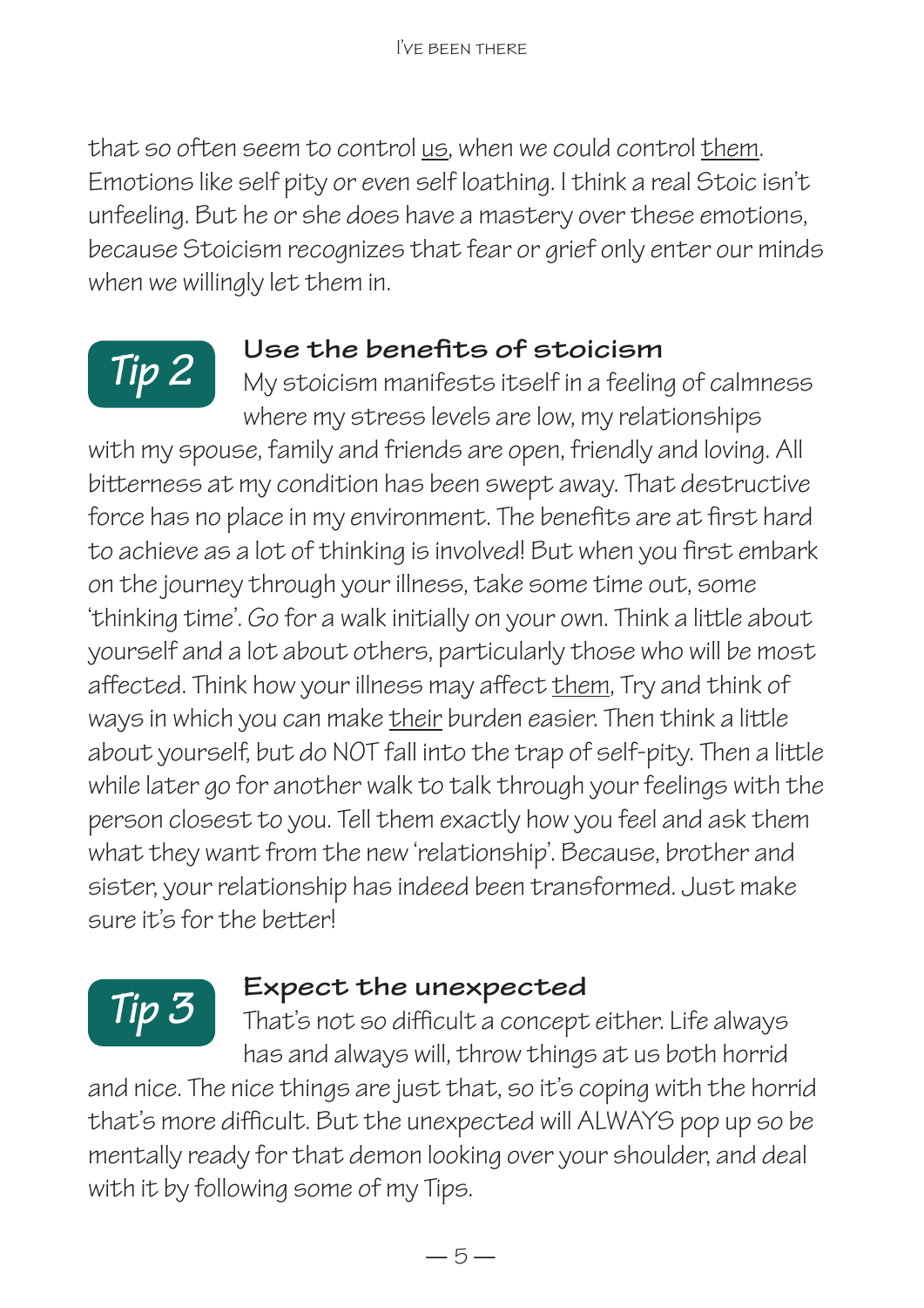that so often seem to control <u>us</u>, when we could control <u>them</u>. Emotions like self pity or even self loathing. I think a real Stoic isn't unfeeling. But he or she does have a mastery over these emotions, because Stoicism recognizes that fear or grief only enter our minds when we willingly let them in.

## Tip 2

### Use the benefits of stoicism

My stoicism manifests itself in a feeling of calmness where my stress levels are low, my relationships with my spouse, family and friends are open, friendly and loving. All bitterness at my condition has been swept away. That destructive force has no place in my environment. The benefits are at first hard to achieve as a lot of thinking is involved! But when you first embark on the journey through your illness, take some time out, some 'thinking time'. Go for a walk initially on your own. Think a little about yourself and a lot about others, particularly those who will be most affected. Think how your illness may affect <u>them</u>, Try and think of ways in which you can make <u>their</u> burden easier. Then think a little about yourself, but do NOT fall into the trap of self-pity. Then a little while later go for another walk to talk through your feelings with the person closest to you. Tell them exactly how you feel and ask them what they want from the new 'relationship'. Because, brother and sister, your relationship has indeed been transformed. Just make sure it's for the better!

## Tip 3

### Expect the unexpected

That's not so difficult a concept either. Life always has and always will, throw things at us both horrid and nice. The nice things are just that, so it's coping with the horrid that's more difficult. But the unexpected will ALWAYS pop up so be mentally ready for that demon looking over your shoulder, and deal with it by following some of my Tips.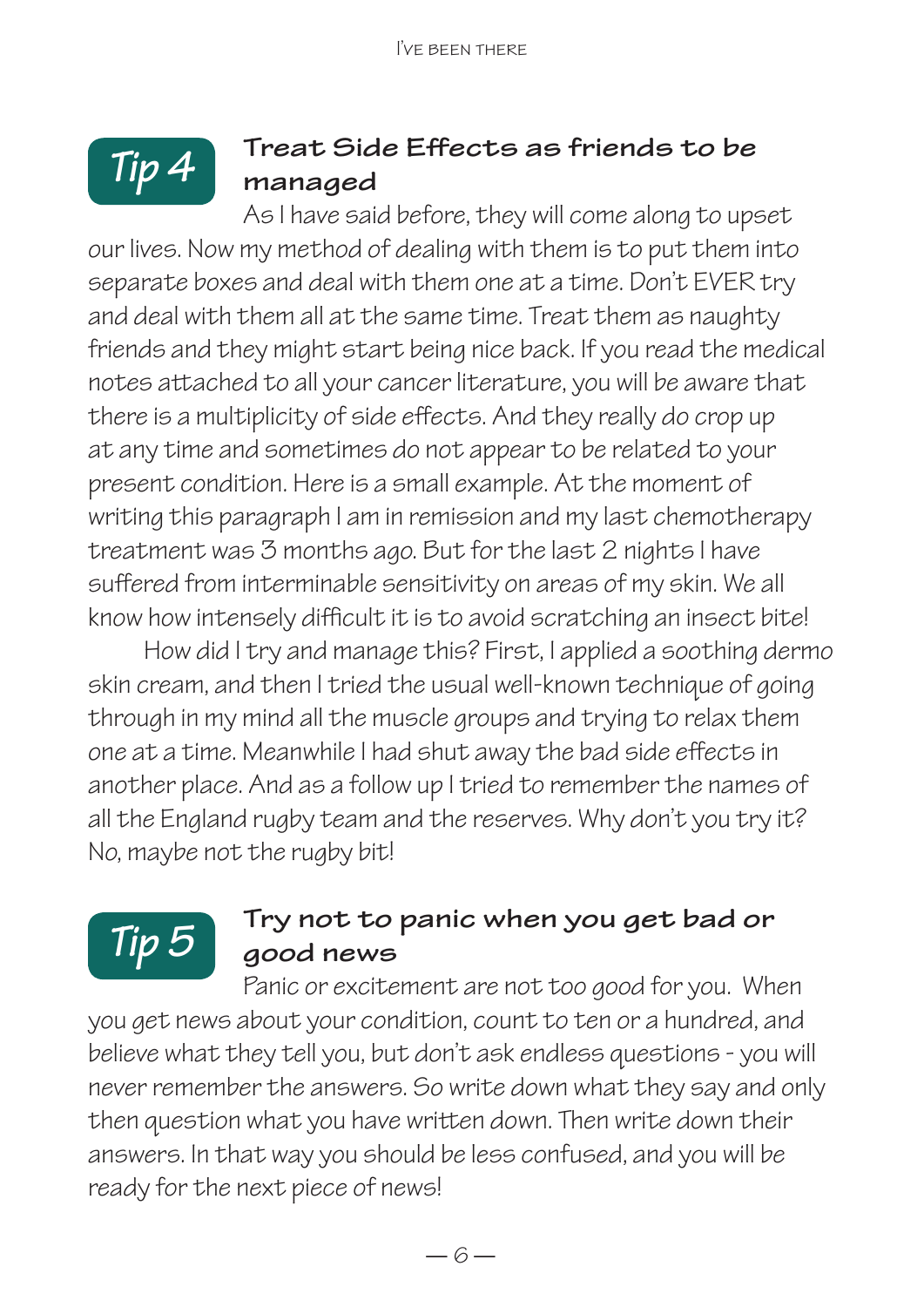## Tip 4

### Treat Side Effects as friends to be managed

As I have said before, they will come along to upset our lives. Now my method of dealing with them is to put them into separate boxes and deal with them one at a time. Don't EVER try and deal with them all at the same time. Treat them as naughty friends and they might start being nice back. If you read the medical notes attached to all your cancer literature, you will be aware that there is a multiplicity of side effects. And they really do crop up at any time and sometimes do not appear to be related to your present condition. Here is a small example. At the moment of writing this paragraph I am in remission and my last chemotherapy treatment was 3 months ago. But for the last 2 nights I have suffered from interminable sensitivity on areas of my skin. We all know how intensely difficult it is to avoid scratching an insect bite!

How did I try and manage this? First, I applied a soothing dermo skin cream, and then I tried the usual well-known technique of going through in my mind all the muscle groups and trying to relax them one at a time. Meanwhile I had shut away the bad side effects in another place. And as a follow up I tried to remember the names of all the England rugby team and the reserves. Why don't you try it? No, maybe not the rugby bit!

## Tip 5

### Try not to panic when you get bad or good news

Panic or excitement are not too good for you. When you get news about your condition, count to ten or a hundred, and believe what they tell you, but don't ask endless questions - you will never remember the answers. So write down what they say and only then question what you have written down. Then write down their answers. In that way you should be less confused, and you will be ready for the next piece of news!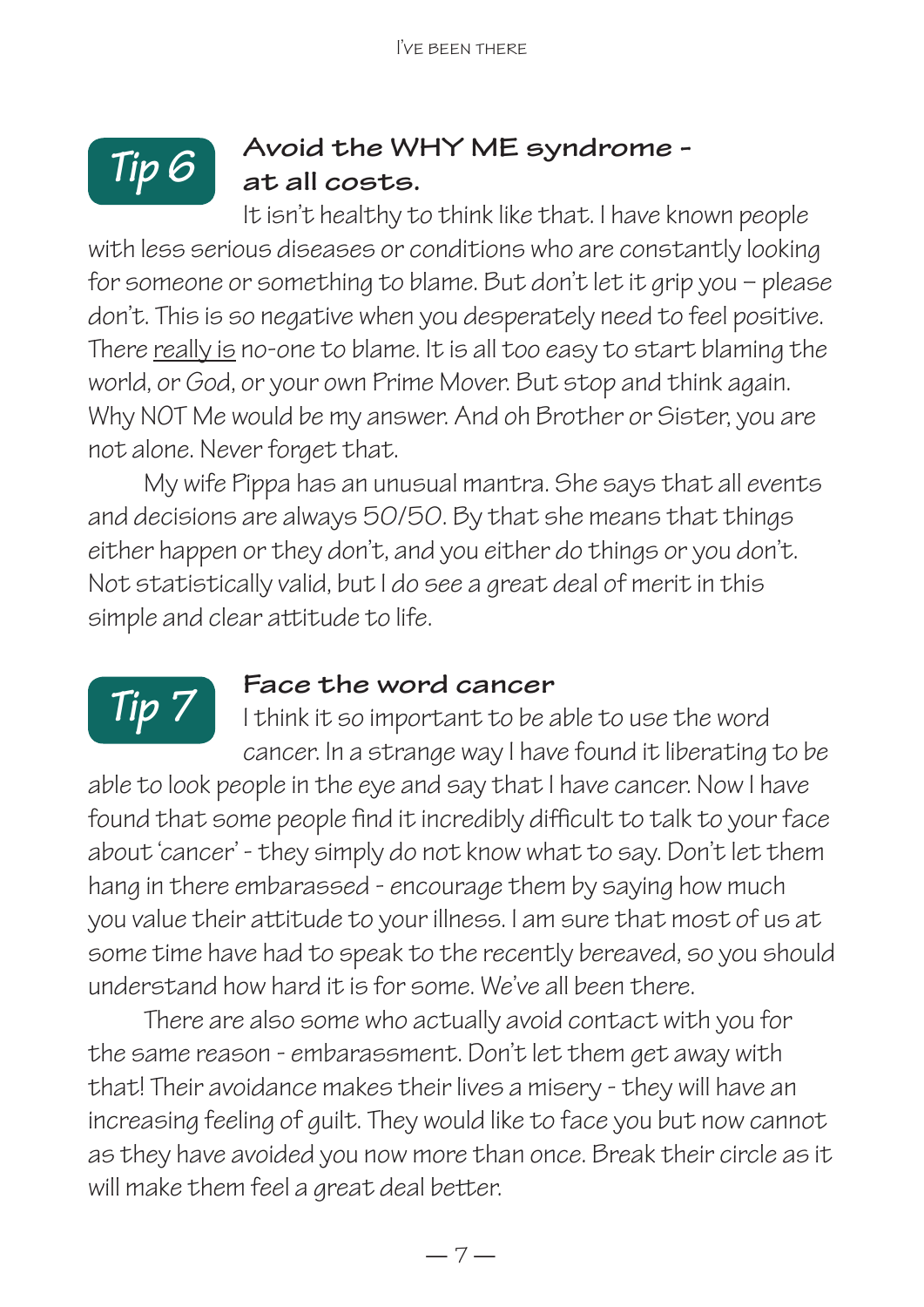## Tip 6

### Avoid the WHY ME syndrome - at all costs.

It isn't healthy to think like that. I have known people with less serious diseases or conditions who are constantly looking for someone or something to blame. But don't let it grip you – please don't. This is so negative when you desperately need to feel positive. There really is no-one to blame. It is all too easy to start blaming the world, or God, or your own Prime Mover. But stop and think again. Why NOT Me would be my answer. And oh Brother or Sister, you are not alone. Never forget that.

My wife Pippa has an unusual mantra. She says that all events and decisions are always 50/50. By that she means that things either happen or they don't, and you either do things or you don't. Not statistically valid, but I do see a great deal of merit in this simple and clear attitude to life.

## Tip 7

### Face the word cancer

I think it so important to be able to use the word cancer. In a strange way I have found it liberating to be able to look people in the eye and say that I have cancer. Now I have found that some people find it incredibly difficult to talk to your face about 'cancer' - they simply do not know what to say. Don't let them hang in there embarassed - encourage them by saying how much you value their attitude to your illness. I am sure that most of us at some time have had to speak to the recently bereaved, so you should understand how hard it is for some. We've all been there.

There are also some who actually avoid contact with you for the same reason - embarassment. Don't let them get away with that! Their avoidance makes their lives a misery - they will have an increasing feeling of guilt. They would like to face you but now cannot as they have avoided you now more than once. Break their circle as it will make them feel a great deal better.